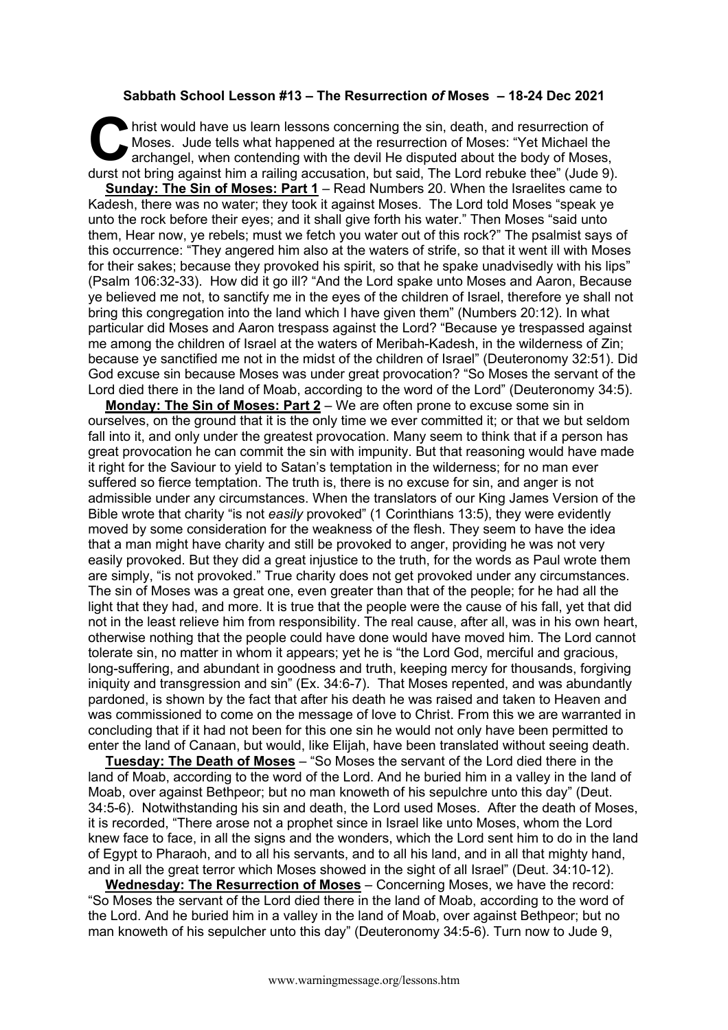**Sabbath School Lesson #13 – The Resurrection *of* Moses – 18-24 Dec 2021**

Christ would have us learn lessons concerning the sin, death, and resurrection of Moses. Jude tells what happened at the resurrection of Moses: "Yet Michael the archangel, when contending with the devil He disputed about the body of Moses, durst not bring against him a railing accusation, but said, The Lord rebuke thee" (Jude 9).

**Sunday: The Sin of Moses: Part 1** – Read Numbers 20. When the Israelites came to Kadesh, there was no water; they took it against Moses. The Lord told Moses "speak ye unto the rock before their eyes; and it shall give forth his water." Then Moses "said unto them, Hear now, ye rebels; must we fetch you water out of this rock?" The psalmist says of this occurrence: "They angered him also at the waters of strife, so that it went ill with Moses for their sakes; because they provoked his spirit, so that he spake unadvisedly with his lips" (Psalm 106:32-33). How did it go ill? "And the Lord spake unto Moses and Aaron, Because ye believed me not, to sanctify me in the eyes of the children of Israel, therefore ye shall not bring this congregation into the land which I have given them" (Numbers 20:12). In what particular did Moses and Aaron trespass against the Lord? "Because ye trespassed against me among the children of Israel at the waters of Meribah-Kadesh, in the wilderness of Zin; because ye sanctified me not in the midst of the children of Israel" (Deuteronomy 32:51). Did God excuse sin because Moses was under great provocation? "So Moses the servant of the Lord died there in the land of Moab, according to the word of the Lord" (Deuteronomy 34:5).

**Monday: The Sin of Moses: Part 2** – We are often prone to excuse some sin in ourselves, on the ground that it is the only time we ever committed it; or that we but seldom fall into it, and only under the greatest provocation. Many seem to think that if a person has great provocation he can commit the sin with impunity. But that reasoning would have made it right for the Saviour to yield to Satan's temptation in the wilderness; for no man ever suffered so fierce temptation. The truth is, there is no excuse for sin, and anger is not admissible under any circumstances. When the translators of our King James Version of the Bible wrote that charity "is not *easily* provoked" (1 Corinthians 13:5), they were evidently moved by some consideration for the weakness of the flesh. They seem to have the idea that a man might have charity and still be provoked to anger, providing he was not very easily provoked. But they did a great injustice to the truth, for the words as Paul wrote them are simply, "is not provoked." True charity does not get provoked under any circumstances. The sin of Moses was a great one, even greater than that of the people; for he had all the light that they had, and more. It is true that the people were the cause of his fall, yet that did not in the least relieve him from responsibility. The real cause, after all, was in his own heart, otherwise nothing that the people could have done would have moved him. The Lord cannot tolerate sin, no matter in whom it appears; yet he is "the Lord God, merciful and gracious, long-suffering, and abundant in goodness and truth, keeping mercy for thousands, forgiving iniquity and transgression and sin" (Ex. 34:6-7). That Moses repented, and was abundantly pardoned, is shown by the fact that after his death he was raised and taken to Heaven and was commissioned to come on the message of love to Christ. From this we are warranted in concluding that if it had not been for this one sin he would not only have been permitted to enter the land of Canaan, but would, like Elijah, have been translated without seeing death.

**Tuesday: The Death of Moses** – "So Moses the servant of the Lord died there in the land of Moab, according to the word of the Lord. And he buried him in a valley in the land of Moab, over against Bethpeor; but no man knoweth of his sepulchre unto this day" (Deut. 34:5-6). Notwithstanding his sin and death, the Lord used Moses. After the death of Moses, it is recorded, "There arose not a prophet since in Israel like unto Moses, whom the Lord knew face to face, in all the signs and the wonders, which the Lord sent him to do in the land of Egypt to Pharaoh, and to all his servants, and to all his land, and in all that mighty hand, and in all the great terror which Moses showed in the sight of all Israel" (Deut. 34:10-12).

**Wednesday: The Resurrection of Moses** – Concerning Moses, we have the record: "So Moses the servant of the Lord died there in the land of Moab, according to the word of the Lord. And he buried him in a valley in the land of Moab, over against Bethpeor; but no man knoweth of his sepulcher unto this day" (Deuteronomy 34:5-6). Turn now to Jude 9,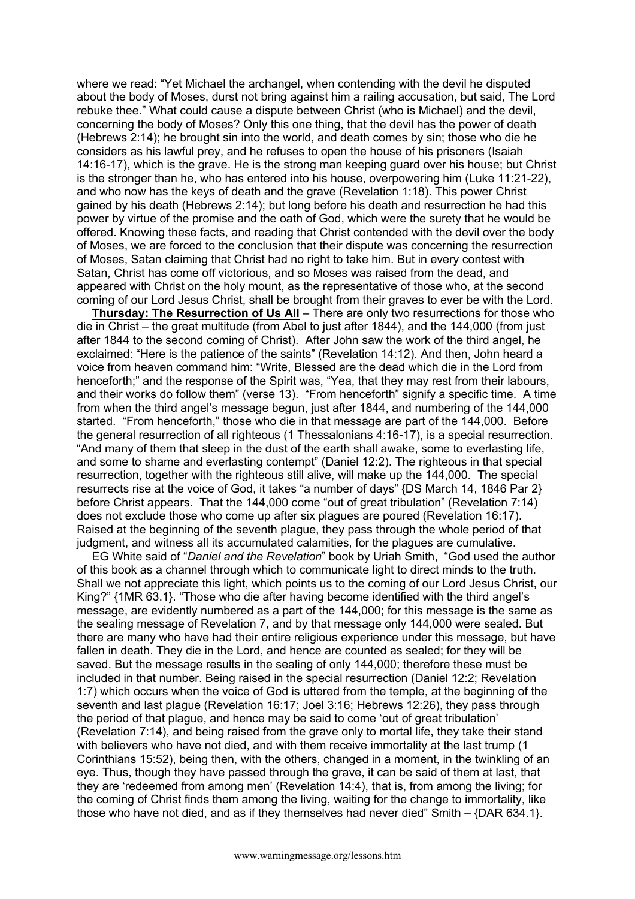where we read: "Yet Michael the archangel, when contending with the devil he disputed about the body of Moses, durst not bring against him a railing accusation, but said, The Lord rebuke thee." What could cause a dispute between Christ (who is Michael) and the devil, concerning the body of Moses? Only this one thing, that the devil has the power of death (Hebrews 2:14); he brought sin into the world, and death comes by sin; those who die he considers as his lawful prey, and he refuses to open the house of his prisoners (Isaiah 14:16-17), which is the grave. He is the strong man keeping guard over his house; but Christ is the stronger than he, who has entered into his house, overpowering him (Luke 11:21-22), and who now has the keys of death and the grave (Revelation 1:18). This power Christ gained by his death (Hebrews 2:14); but long before his death and resurrection he had this power by virtue of the promise and the oath of God, which were the surety that he would be offered. Knowing these facts, and reading that Christ contended with the devil over the body of Moses, we are forced to the conclusion that their dispute was concerning the resurrection of Moses, Satan claiming that Christ had no right to take him. But in every contest with Satan, Christ has come off victorious, and so Moses was raised from the dead, and appeared with Christ on the holy mount, as the representative of those who, at the second coming of our Lord Jesus Christ, shall be brought from their graves to ever be with the Lord.

**Thursday: The Resurrection of Us All** – There are only two resurrections for those who die in Christ – the great multitude (from Abel to just after 1844), and the 144,000 (from just after 1844 to the second coming of Christ). After John saw the work of the third angel, he exclaimed: "Here is the patience of the saints" (Revelation 14:12). And then, John heard a voice from heaven command him: "Write, Blessed are the dead which die in the Lord from henceforth;" and the response of the Spirit was, "Yea, that they may rest from their labours, and their works do follow them" (verse 13). "From henceforth" signify a specific time. A time from when the third angel's message begun, just after 1844, and numbering of the 144,000 started. "From henceforth," those who die in that message are part of the 144,000. Before the general resurrection of all righteous (1 Thessalonians 4:16-17), is a special resurrection. "And many of them that sleep in the dust of the earth shall awake, some to everlasting life, and some to shame and everlasting contempt" (Daniel 12:2). The righteous in that special resurrection, together with the righteous still alive, will make up the 144,000. The special resurrects rise at the voice of God, it takes "a number of days" {DS March 14, 1846 Par 2} before Christ appears. That the 144,000 come "out of great tribulation" (Revelation 7:14) does not exclude those who come up after six plagues are poured (Revelation 16:17). Raised at the beginning of the seventh plague, they pass through the whole period of that judgment, and witness all its accumulated calamities, for the plagues are cumulative.

EG White said of "*Daniel and the Revelation*" book by Uriah Smith, "God used the author of this book as a channel through which to communicate light to direct minds to the truth. Shall we not appreciate this light, which points us to the coming of our Lord Jesus Christ, our King?" {1MR 63.1}. "Those who die after having become identified with the third angel's message, are evidently numbered as a part of the 144,000; for this message is the same as the sealing message of Revelation 7, and by that message only 144,000 were sealed. But there are many who have had their entire religious experience under this message, but have fallen in death. They die in the Lord, and hence are counted as sealed; for they will be saved. But the message results in the sealing of only 144,000; therefore these must be included in that number. Being raised in the special resurrection (Daniel 12:2; Revelation 1:7) which occurs when the voice of God is uttered from the temple, at the beginning of the seventh and last plague (Revelation 16:17; Joel 3:16; Hebrews 12:26), they pass through the period of that plague, and hence may be said to come 'out of great tribulation' (Revelation 7:14), and being raised from the grave only to mortal life, they take their stand with believers who have not died, and with them receive immortality at the last trump (1 Corinthians 15:52), being then, with the others, changed in a moment, in the twinkling of an eye. Thus, though they have passed through the grave, it can be said of them at last, that they are 'redeemed from among men' (Revelation 14:4), that is, from among the living; for the coming of Christ finds them among the living, waiting for the change to immortality, like those who have not died, and as if they themselves had never died" Smith – {DAR 634.1}.